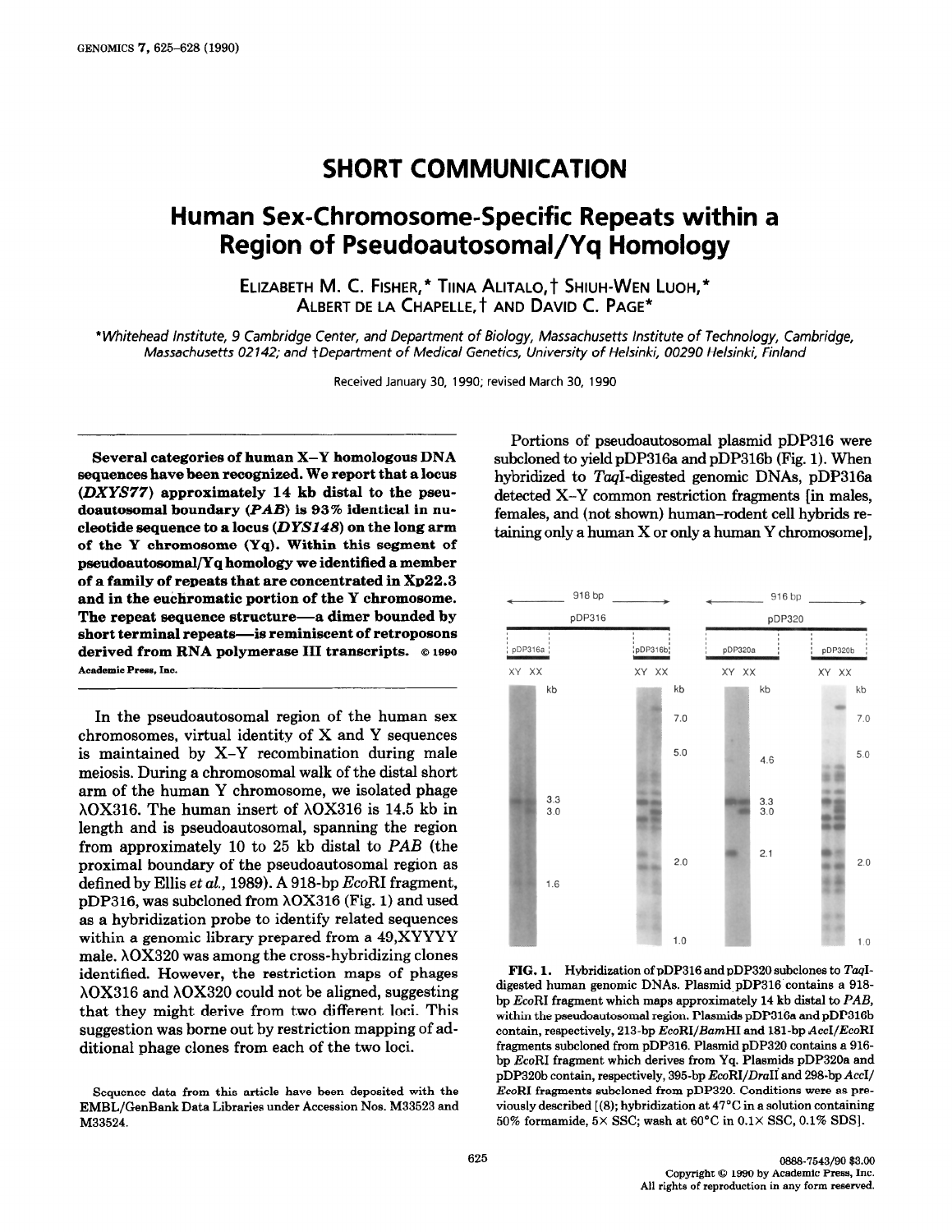# SHORT COMMUNICATION

# Human Sex-Chromosome-Specific Repeats within a Region of Pseudoautosomal/Yq Homology

ELIZABETH M. C. FISHER,* TIINA ALITALO,† SHIUH-WEN LUOH,* ALBERT DE LA CHAPELLE,† AND DAVID C. PAGE*

*Whitehead Institute, 9 Cambridge Center, and Department of Biology, Massachusetts Institute of Technology, Cambridge, Massachusetts 02142; and †Department of Medical Genetics, University of Helsinki, 00290 Helsinki, Finland

Received January 30, 1990; revised March 30, 1990

**Several categories of human X–Y homologous DNA sequences have been recognized. We report that a locus (*DXYS77*) approximately 14 kb distal to the pseudoautosomal boundary (*PAB*) is 93% identical in nucleotide sequence to a locus (*DYS148*) on the long arm of the Y chromosome (Yq). Within this segment of pseudoautosomal/Yq homology we identified a member of a family of repeats that are concentrated in Xp22.3 and in the euchromatic portion of the Y chromosome. The repeat sequence structure—a dimer bounded by short terminal repeats—is reminiscent of retroposons derived from RNA polymerase III transcripts.** © 1990 Academic Press, Inc.

In the pseudoautosomal region of the human sex chromosomes, virtual identity of X and Y sequences is maintained by X–Y recombination during male meiosis. During a chromosomal walk of the distal short arm of the human Y chromosome, we isolated phage λOX316. The human insert of λOX316 is 14.5 kb in length and is pseudoautosomal, spanning the region from approximately 10 to 25 kb distal to *PAB* (the proximal boundary of the pseudoautosomal region as defined by Ellis *et al.*, 1989). A 918-bp *Eco*RI fragment, pDP316, was subcloned from λOX316 (Fig. 1) and used as a hybridization probe to identify related sequences within a genomic library prepared from a 49,XYYYY male. λOX320 was among the cross-hybridizing clones identified. However, the restriction maps of phages λOX316 and λOX320 could not be aligned, suggesting that they might derive from two different loci. This suggestion was borne out by restriction mapping of additional phage clones from each of the two loci.

Sequence data from this article have been deposited with the EMBL/GenBank Data Libraries under Accession Nos. M33523 and M33524.

Portions of pseudoautosomal plasmid pDP316 were subcloned to yield pDP316a and pDP316b (Fig. 1). When hybridized to *Taq*I-digested genomic DNAs, pDP316a detected X–Y common restriction fragments [in males, females, and (not shown) human–rodent cell hybrids retaining only a human X or only a human Y chromosome],

**FIG. 1.** Hybridization of pDP316 and pDP320 subclones to *Taq*I-digested human genomic DNAs. Plasmid pDP316 contains a 918-bp *Eco*RI fragment which maps approximately 14 kb distal to *PAB*, within the pseudoautosomal region. Plasmids pDP316a and pDP316b contain, respectively, 213-bp *Eco*RI/*Bam*HI and 181-bp *Acc*I/*Eco*RI fragments subcloned from pDP316. Plasmid pDP320 contains a 916-bp *Eco*RI fragment which derives from Yq. Plasmids pDP320a and pDP320b contain, respectively, 395-bp *Eco*RI/*Dra*II and 298-bp *Acc*I/*Eco*RI fragments subcloned from pDP320. Conditions were as previously described [(8); hybridization at 47°C in a solution containing 50% formamide, 5× SSC; wash at 60°C in 0.1× SSC, 0.1% SDS].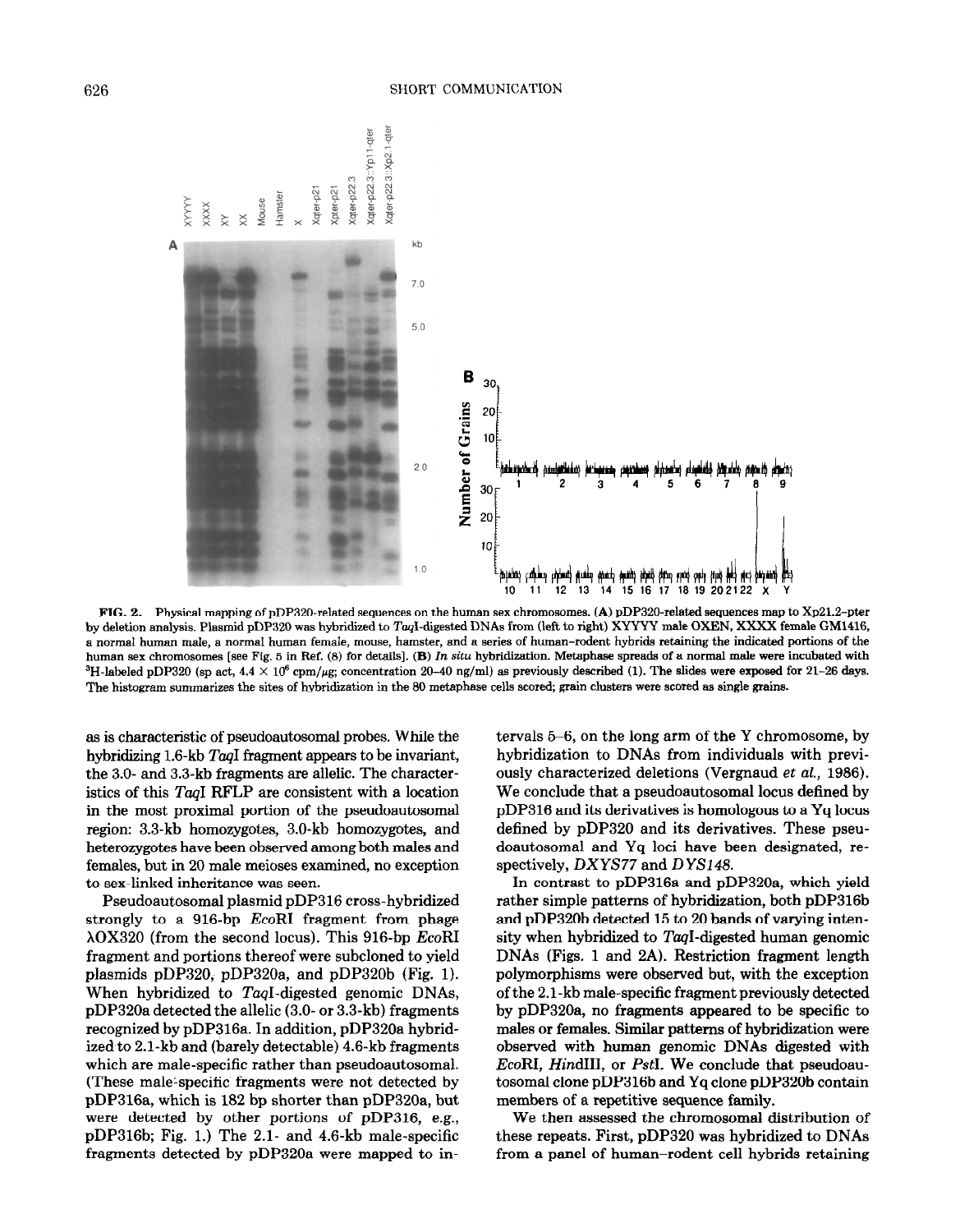**FIG. 2.** Physical mapping of pDP320-related sequences on the human sex chromosomes. (A) pDP320-related sequences map to Xp21.2–pter by deletion analysis. Plasmid pDP320 was hybridized to *Taq*I-digested DNAs from (left to right) XYYYY male OXEN, XXXX female GM1416, a normal human male, a normal human female, mouse, hamster, and a series of human–rodent hybrids retaining the indicated portions of the human sex chromosomes [see Fig. 5 in Ref. (8) for details]. (B) *In situ* hybridization. Metaphase spreads of a normal male were incubated with $^3$H-labeled pDP320 (sp act, 4.4 × 10$^6$ cpm/μg; concentration 20–40 ng/ml) as previously described (1). The slides were exposed for 21–26 days. The histogram summarizes the sites of hybridization in the 80 metaphase cells scored; grain clusters were scored as single grains.

as is characteristic of pseudoautosomal probes. While the hybridizing 1.6-kb *Taq*I fragment appears to be invariant, the 3.0- and 3.3-kb fragments are allelic. The characteristics of this *Taq*I RFLP are consistent with a location in the most proximal portion of the pseudoautosomal region: 3.3-kb homozygotes, 3.0-kb homozygotes, and heterozygotes have been observed among both males and females, but in 20 male meioses examined, no exception to sex-linked inheritance was seen.

Pseudoautosomal plasmid pDP316 cross-hybridized strongly to a 916-bp *Eco*RI fragment from phage λOX320 (from the second locus). This 916-bp *Eco*RI fragment and portions thereof were subcloned to yield plasmids pDP320, pDP320a, and pDP320b (Fig. 1). When hybridized to *Taq*I-digested genomic DNAs, pDP320a detected the allelic (3.0- or 3.3-kb) fragments recognized by pDP316a. In addition, pDP320a hybridized to 2.1-kb and (barely detectable) 4.6-kb fragments which are male-specific rather than pseudoautosomal. (These male-specific fragments were not detected by pDP316a, which is 182 bp shorter than pDP320a, but were detected by other portions of pDP316, e.g., pDP316b; Fig. 1.) The 2.1- and 4.6-kb male-specific fragments detected by pDP320a were mapped to intervals 5–6, on the long arm of the Y chromosome, by hybridization to DNAs from individuals with previously characterized deletions (Vergnaud *et al.*, 1986). We conclude that a pseudoautosomal locus defined by pDP316 and its derivatives is homologous to a Yq locus defined by pDP320 and its derivatives. These pseudoautosomal and Yq loci have been designated, respectively, *DXYS77* and *DYS148*.

In contrast to pDP316a and pDP320a, which yield rather simple patterns of hybridization, both pDP316b and pDP320b detected 15 to 20 bands of varying intensity when hybridized to *Taq*I-digested human genomic DNAs (Figs. 1 and 2A). Restriction fragment length polymorphisms were observed but, with the exception of the 2.1-kb male-specific fragment previously detected by pDP320a, no fragments appeared to be specific to males or females. Similar patterns of hybridization were observed with human genomic DNAs digested with *Eco*RI, *Hin*dIII, or *Pst*I. We conclude that pseudoautosomal clone pDP316b and Yq clone pDP320b contain members of a repetitive sequence family.

We then assessed the chromosomal distribution of these repeats. First, pDP320 was hybridized to DNAs from a panel of human–rodent cell hybrids retaining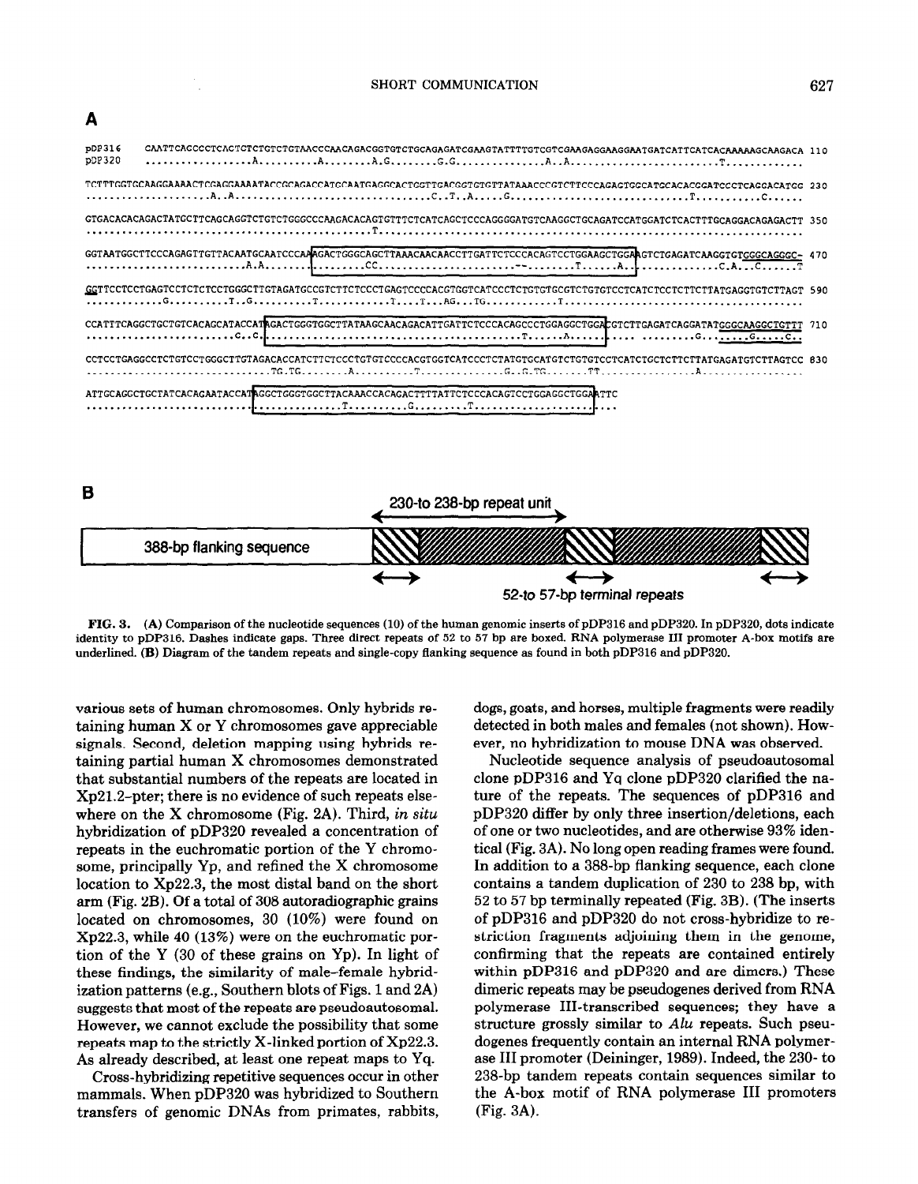**A**

```
pDP316  CAATTCACCCCTCACTCTCTGTCTGTAACCCAACAGACGGTGTCTGCAGAGATCGAAGTATTTTGTCGTCGAAGAGGAAGGAATGATCATTCATCACAAAAAGCAAGACA 110
pDP320  ..................A..........A........A.G........G.G...............A..A.........................T.............

TCTTTGGTGCAAGGAAAACTCGAGGAAAATACCGCAGACCATGCAATGAGGCACTGGTTGACGGTGTGTTATAAACCCGTCTTCCCAGACTGGCATGCACACGGATCCCTCAGCACATGG 230
.....................A..A.................................C..T..A.....G.............................T...........C......

GTGACACACAGACTATGCTTCAGCAGGTCTGTCTGGGCCCAAGACACAGTGTTTCTCATCAGCTCCCAGGGGATGTCAAGGCTGCAGATCCATGGATCTCACTTTGCAGGACAGAGACTT 350
.............................................T..........................................................................

GGTAATGGCTTCCCAGAGTTGTTACAATGCAATCCCAAAGACTGGGCAGCTTAAACAACAACCTTGATTCTCCCACAGTCCTGGAAGCTGGAAGTCTGAGATCAAGGTGTGGGCAGGGC- 470
...........................A.A..................CC......................--........T......A...............C.A...C......T

GGTTCCTCCTGAGTCCTCTCTCCTGGGCTTGTAGATGCCGTCTTCTCCCTGAGTCCCCACGTGGTCATCCCTCTGTGTGCGTCTGTGTCCTCATCTCCTCTTCTTATGAGGTGTCTTAGT 590
.............G..........T..G..........T............T....T...AG...TG............T........................................

CCATTTCAGGCTGCTGTCACAGCATACCATAGACTGGGTGGCTTATAAGCAACAGACATTGATTCTCCCACAGCCCTGGAGGCTGGACGTCTTGAGATCAGGATATGGGCAAGGCTGTTT 710
..........................C..C..........................................T......A............. .........G.........G......C..

CCTCCTGAGGCCCTCTGTCCTGGGCTTGTAGACACCATCTTCTCCCTGTGTCCCCACGTGGTCATCCCTCTATGTGCATGTCTGTGTCCTCATCTGCTCTTCTTATGAGATGTCTTAGTCC 830
...............................TG.TG........A...........T..............G..G.TG.......TT.................A...................

ATTGCAGGCTGCTATCACAGAATACCATAGGCTGGGTGGCTTACAAACCACAGACTTTTATTCTCCCACAGTCCTGGAGGCTGGAATTC
............................................T..........G.........T.......................
```

**B**

230-to 238-bp repeat unit

388-bp flanking sequence

52-to 57-bp terminal repeats

FIG. 3. (A) Comparison of the nucleotide sequences (10) of the human genomic inserts of pDP316 and pDP320. In pDP320, dots indicate identity to pDP316. Dashes indicate gaps. Three direct repeats of 52 to 57 bp are boxed. RNA polymerase III promoter A-box motifs are underlined. (B) Diagram of the tandem repeats and single-copy flanking sequence as found in both pDP316 and pDP320.

various sets of human chromosomes. Only hybrids retaining human X or Y chromosomes gave appreciable signals. Second, deletion mapping using hybrids retaining partial human X chromosomes demonstrated that substantial numbers of the repeats are located in Xp21.2–pter; there is no evidence of such repeats elsewhere on the X chromosome (Fig. 2A). Third, *in situ* hybridization of pDP320 revealed a concentration of repeats in the euchromatic portion of the Y chromosome, principally Yp, and refined the X chromosome location to Xp22.3, the most distal band on the short arm (Fig. 2B). Of a total of 308 autoradiographic grains located on chromosomes, 30 (10%) were found on Xp22.3, while 40 (13%) were on the euchromatic portion of the Y (30 of these grains on Yp). In light of these findings, the similarity of male–female hybridization patterns (e.g., Southern blots of Figs. 1 and 2A) suggests that most of the repeats are pseudoautosomal. However, we cannot exclude the possibility that some repeats map to the strictly X-linked portion of Xp22.3. As already described, at least one repeat maps to Yq.

Cross-hybridizing repetitive sequences occur in other mammals. When pDP320 was hybridized to Southern transfers of genomic DNAs from primates, rabbits, dogs, goats, and horses, multiple fragments were readily detected in both males and females (not shown). However, no hybridization to mouse DNA was observed.

Nucleotide sequence analysis of pseudoautosomal clone pDP316 and Yq clone pDP320 clarified the nature of the repeats. The sequences of pDP316 and pDP320 differ by only three insertion/deletions, each of one or two nucleotides, and are otherwise 93% identical (Fig. 3A). No long open reading frames were found. In addition to a 388-bp flanking sequence, each clone contains a tandem duplication of 230 to 238 bp, with 52 to 57 bp terminally repeated (Fig. 3B). (The inserts of pDP316 and pDP320 do not cross-hybridize to restriction fragments adjoining them in the genome, confirming that the repeats are contained entirely within pDP316 and pDP320 and are dimers.) These dimeric repeats may be pseudogenes derived from RNA polymerase III-transcribed sequences; they have a structure grossly similar to *Alu* repeats. Such pseudogenes frequently contain an internal RNA polymerase III promoter (Deininger, 1989). Indeed, the 230- to 238-bp tandem repeats contain sequences similar to the A-box motif of RNA polymerase III promoters (Fig. 3A).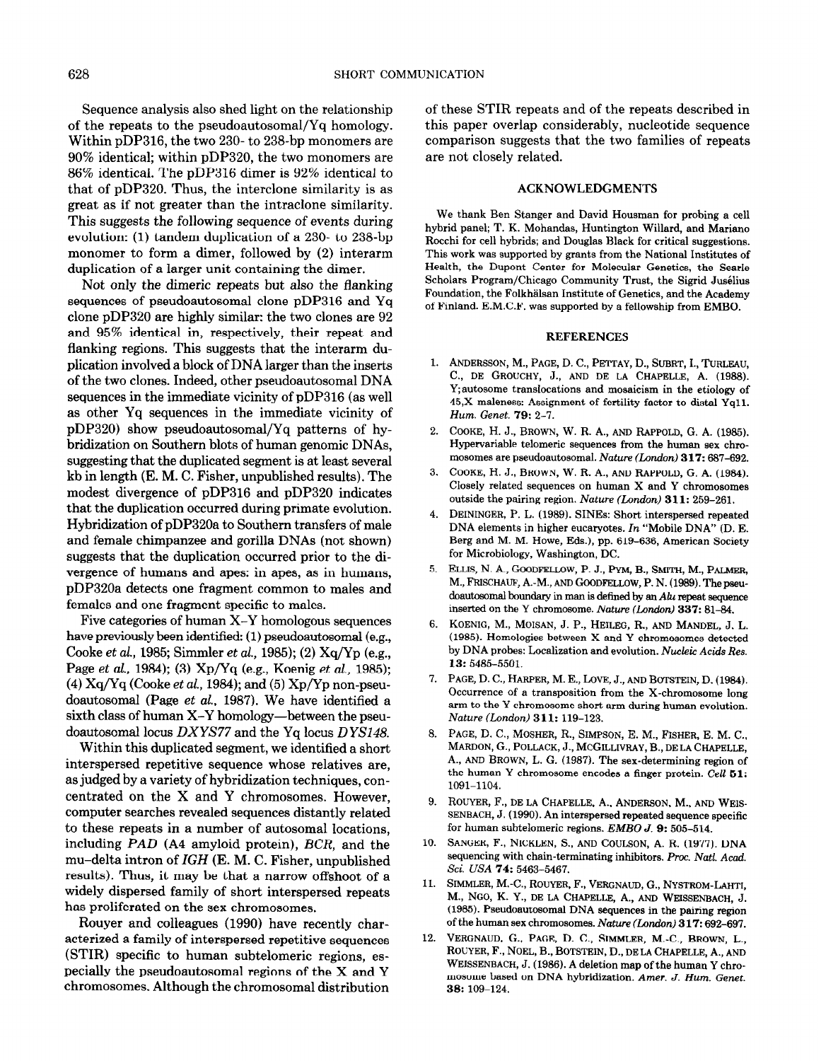Sequence analysis also shed light on the relationship of the repeats to the pseudoautosomal/Yq homology. Within pDP316, the two 230- to 238-bp monomers are 90% identical; within pDP320, the two monomers are 86% identical. The pDP316 dimer is 92% identical to that of pDP320. Thus, the interclone similarity is as great as if not greater than the intraclone similarity. This suggests the following sequence of events during evolution: (1) tandem duplication of a 230- to 238-bp monomer to form a dimer, followed by (2) interarm duplication of a larger unit containing the dimer.

Not only the dimeric repeats but also the flanking sequences of pseudoautosomal clone pDP316 and Yq clone pDP320 are highly similar: the two clones are 92 and 95% identical in, respectively, their repeat and flanking regions. This suggests that the interarm duplication involved a block of DNA larger than the inserts of the two clones. Indeed, other pseudoautosomal DNA sequences in the immediate vicinity of pDP316 (as well as other Yq sequences in the immediate vicinity of pDP320) show pseudoautosomal/Yq patterns of hybridization on Southern blots of human genomic DNAs, suggesting that the duplicated segment is at least several kb in length (E. M. C. Fisher, unpublished results). The modest divergence of pDP316 and pDP320 indicates that the duplication occurred during primate evolution. Hybridization of pDP320a to Southern transfers of male and female chimpanzee and gorilla DNAs (not shown) suggests that the duplication occurred prior to the divergence of humans and apes: in apes, as in humans, pDP320a detects one fragment common to males and females and one fragment specific to males.

Five categories of human X–Y homologous sequences have previously been identified: (1) pseudoautosomal (e.g., Cooke *et al.*, 1985; Simmler *et al.*, 1985); (2) Xq/Yp (e.g., Page *et al.*, 1984); (3) Xp/Yq (e.g., Koenig *et al.*, 1985); (4) Xq/Yq (Cooke *et al.*, 1984); and (5) Xp/Yp non-pseudoautosomal (Page *et al.*, 1987). We have identified a sixth class of human X–Y homology—between the pseudoautosomal locus *DXYS77* and the Yq locus *DYS148.*

Within this duplicated segment, we identified a short interspersed repetitive sequence whose relatives are, as judged by a variety of hybridization techniques, concentrated on the X and Y chromosomes. However, computer searches revealed sequences distantly related to these repeats in a number of autosomal locations, including *PAD* (A4 amyloid protein), *BCR,* and the mu–delta intron of *IGH* (E. M. C. Fisher, unpublished results). Thus, it may be that a narrow offshoot of a widely dispersed family of short interspersed repeats has proliferated on the sex chromosomes.

Rouyer and colleagues (1990) have recently characterized a family of interspersed repetitive sequences (STIR) specific to human subtelomeric regions, especially the pseudoautosomal regions of the X and Y chromosomes. Although the chromosomal distribution of these STIR repeats and of the repeats described in this paper overlap considerably, nucleotide sequence comparison suggests that the two families of repeats are not closely related.

## ACKNOWLEDGMENTS

We thank Ben Stanger and David Housman for probing a cell hybrid panel; T. K. Mohandas, Huntington Willard, and Mariano Rocchi for cell hybrids; and Douglas Black for critical suggestions. This work was supported by grants from the National Institutes of Health, the Dupont Center for Molecular Genetics, the Searle Scholars Program/Chicago Community Trust, the Sigrid Jusélius Foundation, the Folkhälsan Institute of Genetics, and the Academy of Finland. E.M.C.F. was supported by a fellowship from EMBO.

## REFERENCES

1. Andersson, M., Page, D. C., Pettay, D., Subrt, I., Turleau, C., de Grouchy, J., and de la Chapelle, A. (1988). Y;autosome translocations and mosaicism in the etiology of 45,X maleness: Assignment of fertility factor to distal Yq11. *Hum. Genet.* **79:** 2–7.
2. Cooke, H. J., Brown, W. R. A., and Rappold, G. A. (1985). Hypervariable telomeric sequences from the human sex chromosomes are pseudoautosomal. *Nature (London)* **317:** 687–692.
3. Cooke, H. J., Brown, W. R. A., and Rappold, G. A. (1984). Closely related sequences on human X and Y chromosomes outside the pairing region. *Nature (London)* **311:** 259–261.
4. Deininger, P. L. (1989). SINEs: Short interspersed repeated DNA elements in higher eucaryotes. *In* "Mobile DNA" (D. E. Berg and M. M. Howe, Eds.), pp. 619–636, American Society for Microbiology, Washington, DC.
5. Ellis, N. A., Goodfellow, P. J., Pym, B., Smith, M., Palmer, M., Frischauf, A.-M., and Goodfellow, P. N. (1989). The pseudoautosomal boundary in man is defined by an *Alu* repeat sequence inserted on the Y chromosome. *Nature (London)* **337:** 81–84.
6. Koenig, M., Moisan, J. P., Heilig, R., and Mandel, J. L. (1985). Homologies between X and Y chromosomes detected by DNA probes: Localization and evolution. *Nucleic Acids Res.* **13:** 5485–5501.
7. Page, D. C., Harper, M. E., Love, J., and Botstein, D. (1984). Occurrence of a transposition from the X-chromosome long arm to the Y chromosome short arm during human evolution. *Nature (London)* **311:** 119–123.
8. Page, D. C., Mosher, R., Simpson, E. M., Fisher, E. M. C., Mardon, G., Pollack, J., McGillivray, B., de la Chapelle, A., and Brown, L. G. (1987). The sex-determining region of the human Y chromosome encodes a finger protein. *Cell* **51:** 1091–1104.
9. Rouyer, F., de la Chapelle, A., Anderson, M., and Weissenbach, J. (1990). An interspersed repeated sequence specific for human subtelomeric regions. *EMBO J.* **9:** 505–514.
10. Sanger, F., Nicklen, S., and Coulson, A. R. (1977). DNA sequencing with chain-terminating inhibitors. *Proc. Natl. Acad. Sci. USA* **74:** 5463–5467.
11. Simmler, M.-C., Rouyer, F., Vergnaud, G., Nystrom-Lahti, M., Ngo, K. Y., de la Chapelle, A., and Weissenbach, J. (1985). Pseudoautosomal DNA sequences in the pairing region of the human sex chromosomes. *Nature (London)* **317:** 692–697.
12. Vergnaud, G., Page, D. C., Simmler, M.-C., Brown, L., Rouyer, F., Noel, B., Botstein, D., de la Chapelle, A., and Weissenbach, J. (1986). A deletion map of the human Y chromosome based on DNA hybridization. *Amer. J. Hum. Genet.* **38:** 109–124.